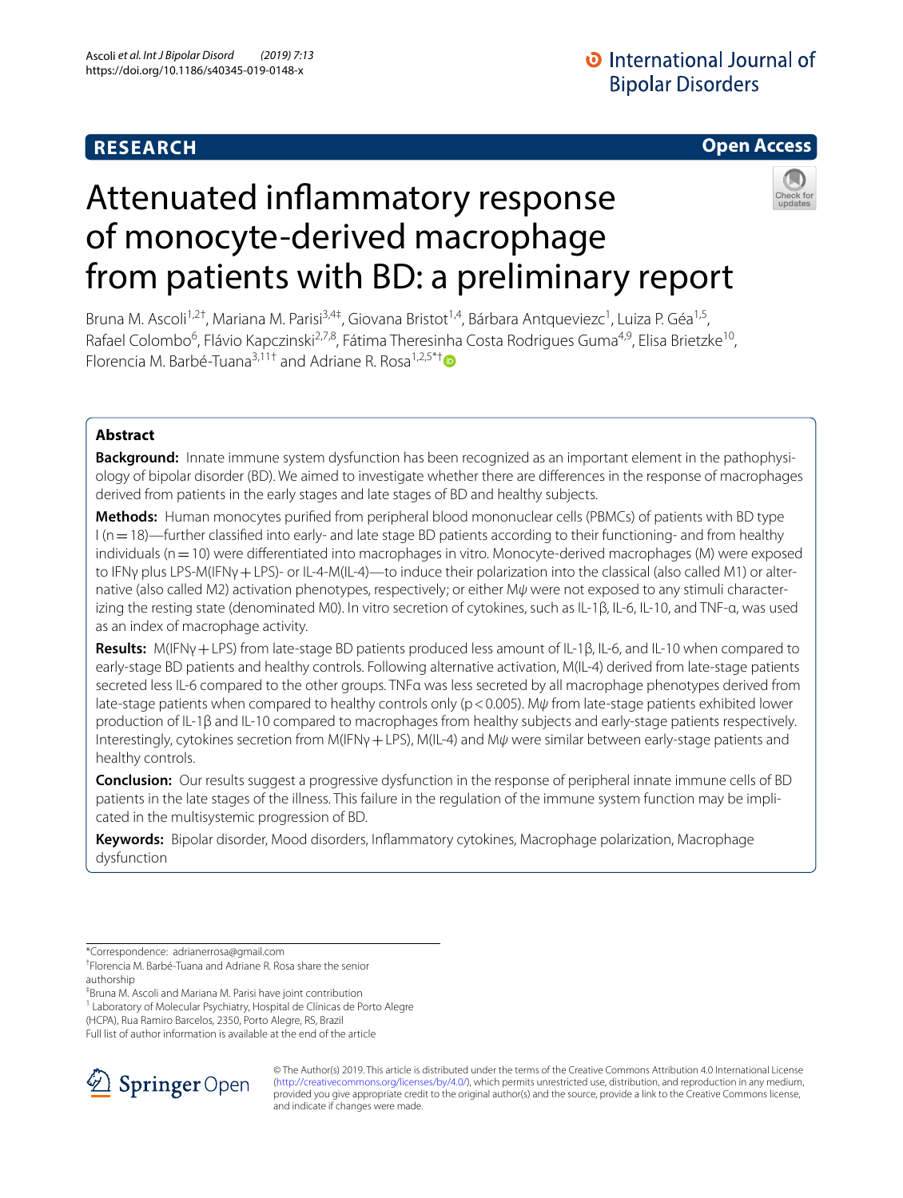RESEARCH

Open Access

# Attenuated inflammatory response of monocyte-derived macrophage from patients with BD: a preliminary report

Bruna M. Ascoli[1,2†], Mariana M. Parisi[3,4‡], Giovana Bristot[1,4], Bárbara Antqueviezc[1], Luiza P. Géa[1,5], Rafael Colombo[6], Flávio Kapczinski[2,7,8], Fátima Theresinha Costa Rodrigues Guma[4,9], Elisa Brietzke[10], Florencia M. Barbé-Tuana[3,11†] and Adriane R. Rosa[1,2,5*†]

## Abstract

**Background:** Innate immune system dysfunction has been recognized as an important element in the pathophysiology of bipolar disorder (BD). We aimed to investigate whether there are differences in the response of macrophages derived from patients in the early stages and late stages of BD and healthy subjects.

**Methods:** Human monocytes purified from peripheral blood mononuclear cells (PBMCs) of patients with BD type I (n = 18)—further classified into early- and late stage BD patients according to their functioning- and from healthy individuals (n = 10) were differentiated into macrophages in vitro. Monocyte-derived macrophages (M) were exposed to IFNγ plus LPS-M(IFNγ + LPS)- or IL-4-M(IL-4)—to induce their polarization into the classical (also called M1) or alternative (also called M2) activation phenotypes, respectively; or either Mψ were not exposed to any stimuli characterizing the resting state (denominated M0). In vitro secretion of cytokines, such as IL-1β, IL-6, IL-10, and TNF-α, was used as an index of macrophage activity.

**Results:** M(IFNγ + LPS) from late-stage BD patients produced less amount of IL-1β, IL-6, and IL-10 when compared to early-stage BD patients and healthy controls. Following alternative activation, M(IL-4) derived from late-stage patients secreted less IL-6 compared to the other groups. TNFα was less secreted by all macrophage phenotypes derived from late-stage patients when compared to healthy controls only ($p < 0.005$). Mψ from late-stage patients exhibited lower production of IL-1β and IL-10 compared to macrophages from healthy subjects and early-stage patients respectively. Interestingly, cytokines secretion from M(IFNγ + LPS), M(IL-4) and Mψ were similar between early-stage patients and healthy controls.

**Conclusion:** Our results suggest a progressive dysfunction in the response of peripheral innate immune cells of BD patients in the late stages of the illness. This failure in the regulation of the immune system function may be implicated in the multisystemic progression of BD.

**Keywords:** Bipolar disorder, Mood disorders, Inflammatory cytokines, Macrophage polarization, Macrophage dysfunction

*Correspondence: adrianerrosa@gmail.com

†Florencia M. Barbé-Tuana and Adriane R. Rosa share the senior authorship

‡Bruna M. Ascoli and Mariana M. Parisi have joint contribution

[1] Laboratory of Molecular Psychiatry, Hospital de Clínicas de Porto Alegre (HCPA), Rua Ramiro Barcelos, 2350, Porto Alegre, RS, Brazil

Full list of author information is available at the end of the article

© The Author(s) 2019. This article is distributed under the terms of the Creative Commons Attribution 4.0 International License (http://creativecommons.org/licenses/by/4.0/), which permits unrestricted use, distribution, and reproduction in any medium, provided you give appropriate credit to the original author(s) and the source, provide a link to the Creative Commons license, and indicate if changes were made.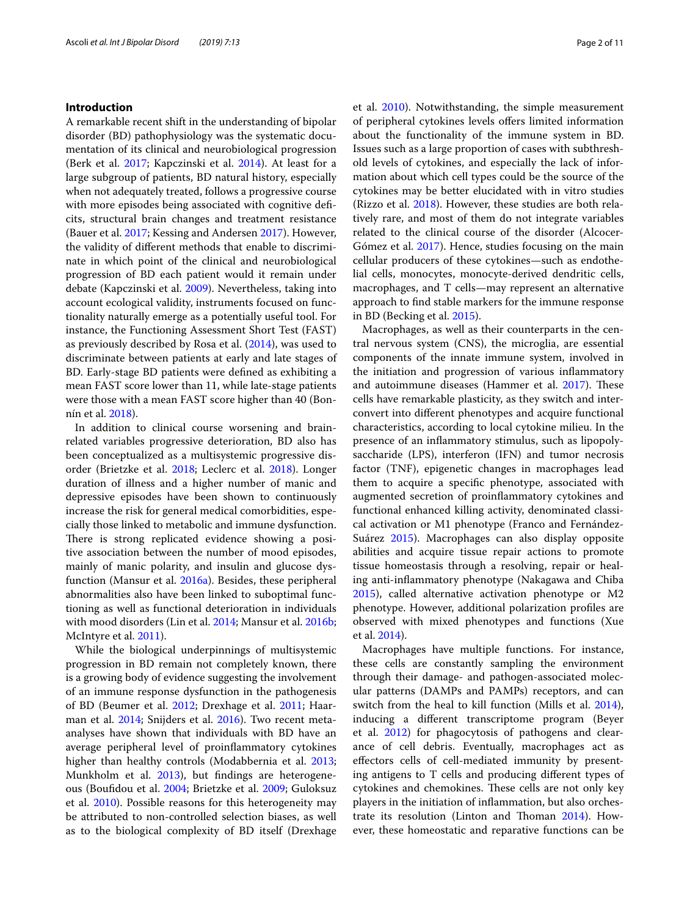## Introduction

A remarkable recent shift in the understanding of bipolar disorder (BD) pathophysiology was the systematic documentation of its clinical and neurobiological progression (Berk et al. 2017; Kapczinski et al. 2014). At least for a large subgroup of patients, BD natural history, especially when not adequately treated, follows a progressive course with more episodes being associated with cognitive deficits, structural brain changes and treatment resistance (Bauer et al. 2017; Kessing and Andersen 2017). However, the validity of different methods that enable to discriminate in which point of the clinical and neurobiological progression of BD each patient would it remain under debate (Kapczinski et al. 2009). Nevertheless, taking into account ecological validity, instruments focused on functionality naturally emerge as a potentially useful tool. For instance, the Functioning Assessment Short Test (FAST) as previously described by Rosa et al. (2014), was used to discriminate between patients at early and late stages of BD. Early-stage BD patients were defined as exhibiting a mean FAST score lower than 11, while late-stage patients were those with a mean FAST score higher than 40 (Bonnín et al. 2018).

In addition to clinical course worsening and brain-related variables progressive deterioration, BD also has been conceptualized as a multisystemic progressive disorder (Brietzke et al. 2018; Leclerc et al. 2018). Longer duration of illness and a higher number of manic and depressive episodes have been shown to continuously increase the risk for general medical comorbidities, especially those linked to metabolic and immune dysfunction. There is strong replicated evidence showing a positive association between the number of mood episodes, mainly of manic polarity, and insulin and glucose dysfunction (Mansur et al. 2016a). Besides, these peripheral abnormalities also have been linked to suboptimal functioning as well as functional deterioration in individuals with mood disorders (Lin et al. 2014; Mansur et al. 2016b; McIntyre et al. 2011).

While the biological underpinnings of multisystemic progression in BD remain not completely known, there is a growing body of evidence suggesting the involvement of an immune response dysfunction in the pathogenesis of BD (Beumer et al. 2012; Drexhage et al. 2011; Haarman et al. 2014; Snijders et al. 2016). Two recent meta-analyses have shown that individuals with BD have an average peripheral level of proinflammatory cytokines higher than healthy controls (Modabbernia et al. 2013; Munkholm et al. 2013), but findings are heterogeneous (Boufidou et al. 2004; Brietzke et al. 2009; Guloksuz et al. 2010). Possible reasons for this heterogeneity may be attributed to non-controlled selection biases, as well as to the biological complexity of BD itself (Drexhage et al. 2010). Notwithstanding, the simple measurement of peripheral cytokines levels offers limited information about the functionality of the immune system in BD. Issues such as a large proportion of cases with subthreshold levels of cytokines, and especially the lack of information about which cell types could be the source of the cytokines may be better elucidated with in vitro studies (Rizzo et al. 2018). However, these studies are both relatively rare, and most of them do not integrate variables related to the clinical course of the disorder (Alcocer-Gómez et al. 2017). Hence, studies focusing on the main cellular producers of these cytokines—such as endothelial cells, monocytes, monocyte-derived dendritic cells, macrophages, and T cells—may represent an alternative approach to find stable markers for the immune response in BD (Becking et al. 2015).

Macrophages, as well as their counterparts in the central nervous system (CNS), the microglia, are essential components of the innate immune system, involved in the initiation and progression of various inflammatory and autoimmune diseases (Hammer et al. 2017). These cells have remarkable plasticity, as they switch and interconvert into different phenotypes and acquire functional characteristics, according to local cytokine milieu. In the presence of an inflammatory stimulus, such as lipopolysaccharide (LPS), interferon (IFN) and tumor necrosis factor (TNF), epigenetic changes in macrophages lead them to acquire a specific phenotype, associated with augmented secretion of proinflammatory cytokines and functional enhanced killing activity, denominated classical activation or M1 phenotype (Franco and Fernández-Suárez 2015). Macrophages can also display opposite abilities and acquire tissue repair actions to promote tissue homeostasis through a resolving, repair or healing anti-inflammatory phenotype (Nakagawa and Chiba 2015), called alternative activation phenotype or M2 phenotype. However, additional polarization profiles are observed with mixed phenotypes and functions (Xue et al. 2014).

Macrophages have multiple functions. For instance, these cells are constantly sampling the environment through their damage- and pathogen-associated molecular patterns (DAMPs and PAMPs) receptors, and can switch from the heal to kill function (Mills et al. 2014), inducing a different transcriptome program (Beyer et al. 2012) for phagocytosis of pathogens and clearance of cell debris. Eventually, macrophages act as effectors cells of cell-mediated immunity by presenting antigens to T cells and producing different types of cytokines and chemokines. These cells are not only key players in the initiation of inflammation, but also orchestrate its resolution (Linton and Thoman 2014). However, these homeostatic and reparative functions can be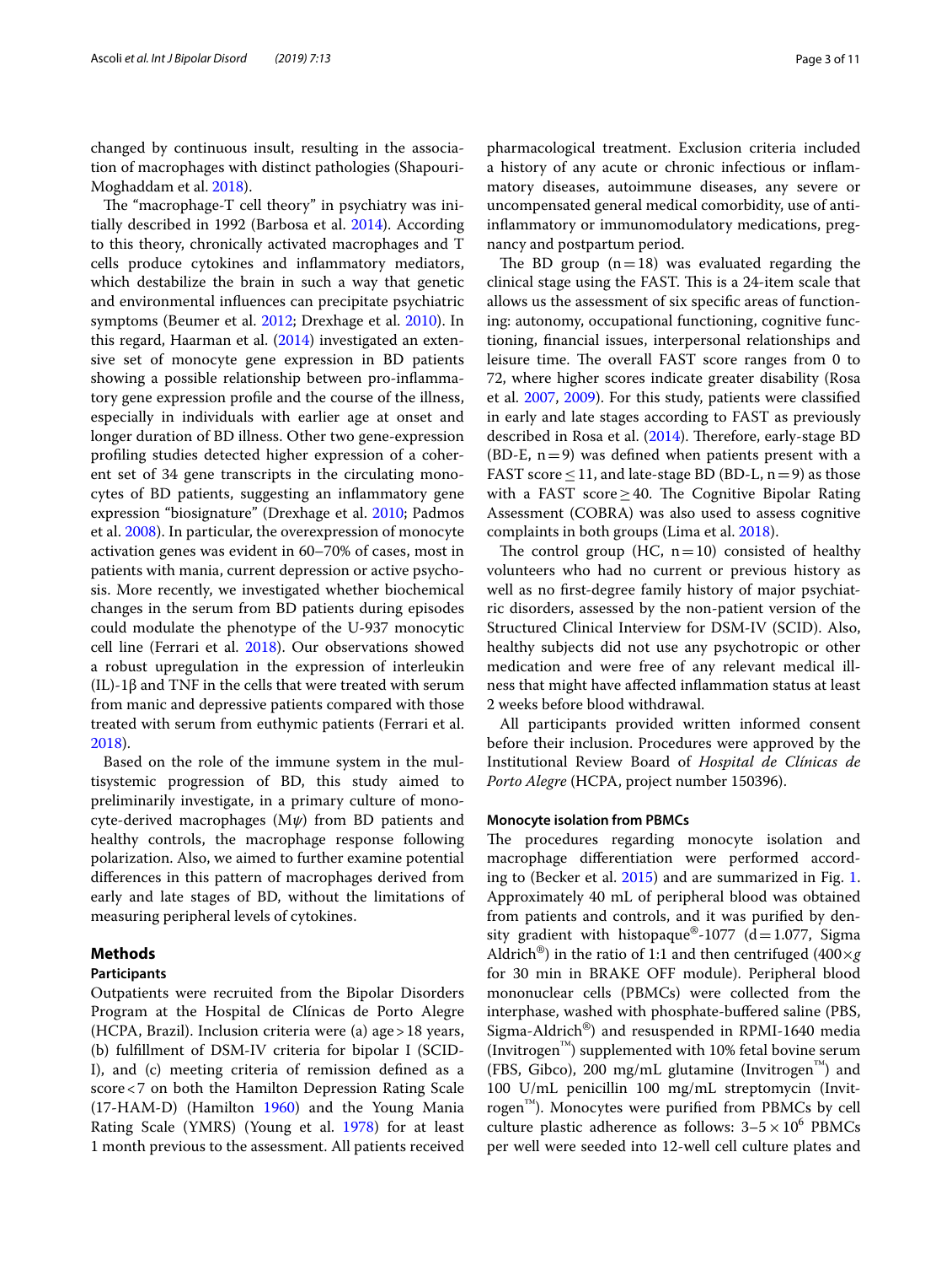changed by continuous insult, resulting in the association of macrophages with distinct pathologies (Shapouri-Moghaddam et al. 2018).

The "macrophage-T cell theory" in psychiatry was initially described in 1992 (Barbosa et al. 2014). According to this theory, chronically activated macrophages and T cells produce cytokines and inflammatory mediators, which destabilize the brain in such a way that genetic and environmental influences can precipitate psychiatric symptoms (Beumer et al. 2012; Drexhage et al. 2010). In this regard, Haarman et al. (2014) investigated an extensive set of monocyte gene expression in BD patients showing a possible relationship between pro-inflammatory gene expression profile and the course of the illness, especially in individuals with earlier age at onset and longer duration of BD illness. Other two gene-expression profiling studies detected higher expression of a coherent set of 34 gene transcripts in the circulating monocytes of BD patients, suggesting an inflammatory gene expression "biosignature" (Drexhage et al. 2010; Padmos et al. 2008). In particular, the overexpression of monocyte activation genes was evident in 60–70% of cases, most in patients with mania, current depression or active psychosis. More recently, we investigated whether biochemical changes in the serum from BD patients during episodes could modulate the phenotype of the U-937 monocytic cell line (Ferrari et al. 2018). Our observations showed a robust upregulation in the expression of interleukin (IL)-1β and TNF in the cells that were treated with serum from manic and depressive patients compared with those treated with serum from euthymic patients (Ferrari et al. 2018).

Based on the role of the immune system in the multisystemic progression of BD, this study aimed to preliminarily investigate, in a primary culture of monocyte-derived macrophages (M$\psi$) from BD patients and healthy controls, the macrophage response following polarization. Also, we aimed to further examine potential differences in this pattern of macrophages derived from early and late stages of BD, without the limitations of measuring peripheral levels of cytokines.

## Methods

### Participants

Outpatients were recruited from the Bipolar Disorders Program at the Hospital de Clínicas de Porto Alegre (HCPA, Brazil). Inclusion criteria were (a) age > 18 years, (b) fulfillment of DSM-IV criteria for bipolar I (SCID-I), and (c) meeting criteria of remission defined as a score < 7 on both the Hamilton Depression Rating Scale (17-HAM-D) (Hamilton 1960) and the Young Mania Rating Scale (YMRS) (Young et al. 1978) for at least 1 month previous to the assessment. All patients received pharmacological treatment. Exclusion criteria included a history of any acute or chronic infectious or inflammatory diseases, autoimmune diseases, any severe or uncompensated general medical comorbidity, use of anti-inflammatory or immunomodulatory medications, pregnancy and postpartum period.

The BD group (n = 18) was evaluated regarding the clinical stage using the FAST. This is a 24-item scale that allows us the assessment of six specific areas of functioning: autonomy, occupational functioning, cognitive functioning, financial issues, interpersonal relationships and leisure time. The overall FAST score ranges from 0 to 72, where higher scores indicate greater disability (Rosa et al. 2007, 2009). For this study, patients were classified in early and late stages according to FAST as previously described in Rosa et al. (2014). Therefore, early-stage BD (BD-E, n = 9) was defined when patients present with a FAST score ≤ 11, and late-stage BD (BD-L, n = 9) as those with a FAST score ≥ 40. The Cognitive Bipolar Rating Assessment (COBRA) was also used to assess cognitive complaints in both groups (Lima et al. 2018).

The control group (HC, n = 10) consisted of healthy volunteers who had no current or previous history as well as no first-degree family history of major psychiatric disorders, assessed by the non-patient version of the Structured Clinical Interview for DSM-IV (SCID). Also, healthy subjects did not use any psychotropic or other medication and were free of any relevant medical illness that might have affected inflammation status at least 2 weeks before blood withdrawal.

All participants provided written informed consent before their inclusion. Procedures were approved by the Institutional Review Board of *Hospital de Clínicas de Porto Alegre* (HCPA, project number 150396).

### Monocyte isolation from PBMCs

The procedures regarding monocyte isolation and macrophage differentiation were performed according to (Becker et al. 2015) and are summarized in Fig. 1. Approximately 40 mL of peripheral blood was obtained from patients and controls, and it was purified by density gradient with histopaque®-1077 (d = 1.077, Sigma Aldrich®) in the ratio of 1:1 and then centrifuged (400×*g* for 30 min in BRAKE OFF module). Peripheral blood mononuclear cells (PBMCs) were collected from the interphase, washed with phosphate-buffered saline (PBS, Sigma-Aldrich®) and resuspended in RPMI-1640 media (Invitrogen™) supplemented with 10% fetal bovine serum (FBS, Gibco), 200 mg/mL glutamine (Invitrogen™) and 100 U/mL penicillin 100 mg/mL streptomycin (Invitrogen™). Monocytes were purified from PBMCs by cell culture plastic adherence as follows: $3–5 \times 10^6$ PBMCs per well were seeded into 12-well cell culture plates and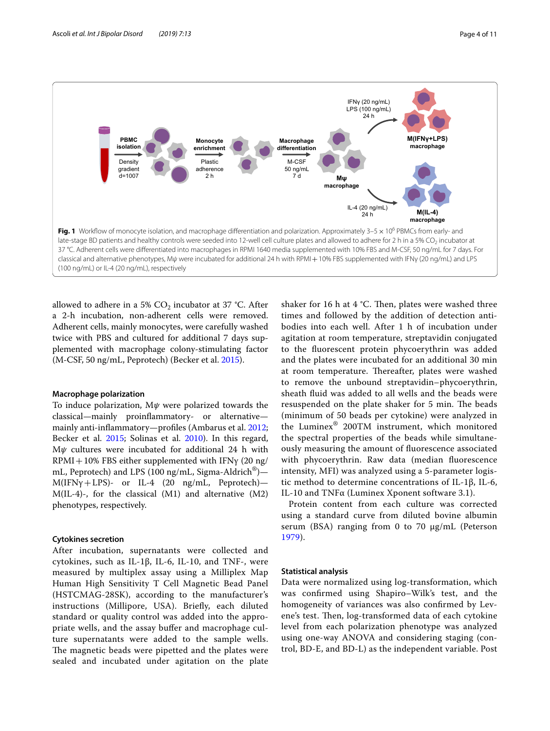PBMC isolation

Density gradient d=1007

Monocyte enrichment

Plastic adherence 2 h

Macrophage differentiation

M-CSF 50 ng/mL 7 d

Mψ macrophage

IFNγ (20 ng/mL) LPS (100 ng/mL) 24 h

M(IFNγ+LPS) macrophage

IL-4 (20 ng/mL) 24 h

M(IL-4) macrophage

**Fig. 1** Workflow of monocyte isolation, and macrophage differentiation and polarization. Approximately 3–5 × $10^6$ PBMCs from early- and late-stage BD patients and healthy controls were seeded into 12-well cell culture plates and allowed to adhere for 2 h in a 5% $CO_2$ incubator at 37 °C. Adherent cells were differentiated into macrophages in RPMI 1640 media supplemented with 10% FBS and M-CSF, 50 ng/mL for 7 days. For classical and alternative phenotypes, M*ψ* were incubated for additional 24 h with RPMI + 10% FBS supplemented with IFNγ (20 ng/mL) and LPS (100 ng/mL) or IL-4 (20 ng/mL), respectively

allowed to adhere in a 5% $CO_2$ incubator at 37 °C. After a 2-h incubation, non-adherent cells were removed. Adherent cells, mainly monocytes, were carefully washed twice with PBS and cultured for additional 7 days supplemented with macrophage colony-stimulating factor (M-CSF, 50 ng/mL, Peprotech) (Becker et al. 2015).

### Macrophage polarization

To induce polarization, M*ψ* were polarized towards the classical—mainly proinflammatory- or alternative—mainly anti-inflammatory—profiles (Ambarus et al. 2012; Becker et al. 2015; Solinas et al. 2010). In this regard, M*ψ* cultures were incubated for additional 24 h with RPMI + 10% FBS either supplemented with IFNγ (20 ng/mL, Peprotech) and LPS (100 ng/mL, Sigma-Aldrich®)—M(IFNγ + LPS)- or IL-4 (20 ng/mL, Peprotech)—M(IL-4)-, for the classical (M1) and alternative (M2) phenotypes, respectively.

### Cytokines secretion

After incubation, supernatants were collected and cytokines, such as IL-1β, IL-6, IL-10, and TNF-, were measured by multiplex assay using a Milliplex Map Human High Sensitivity T Cell Magnetic Bead Panel (HSTCMAG-28SK), according to the manufacturer's instructions (Millipore, USA). Briefly, each diluted standard or quality control was added into the appropriate wells, and the assay buffer and macrophage culture supernatants were added to the sample wells. The magnetic beads were pipetted and the plates were sealed and incubated under agitation on the plate shaker for 16 h at 4 °C. Then, plates were washed three times and followed by the addition of detection antibodies into each well. After 1 h of incubation under agitation at room temperature, streptavidin conjugated to the fluorescent protein phycoerythrin was added and the plates were incubated for an additional 30 min at room temperature. Thereafter, plates were washed to remove the unbound streptavidin–phycoerythrin, sheath fluid was added to all wells and the beads were resuspended on the plate shaker for 5 min. The beads (minimum of 50 beads per cytokine) were analyzed in the Luminex® 200TM instrument, which monitored the spectral properties of the beads while simultaneously measuring the amount of fluorescence associated with phycoerythrin. Raw data (median fluorescence intensity, MFI) was analyzed using a 5-parameter logistic method to determine concentrations of IL-1β, IL-6, IL-10 and TNFα (Luminex Xponent software 3.1).

Protein content from each culture was corrected using a standard curve from diluted bovine albumin serum (BSA) ranging from 0 to 70 μg/mL (Peterson 1979).

### Statistical analysis

Data were normalized using log-transformation, which was confirmed using Shapiro–Wilk's test, and the homogeneity of variances was also confirmed by Levene's test. Then, log-transformed data of each cytokine level from each polarization phenotype was analyzed using one-way ANOVA and considering staging (control, BD-E, and BD-L) as the independent variable. Post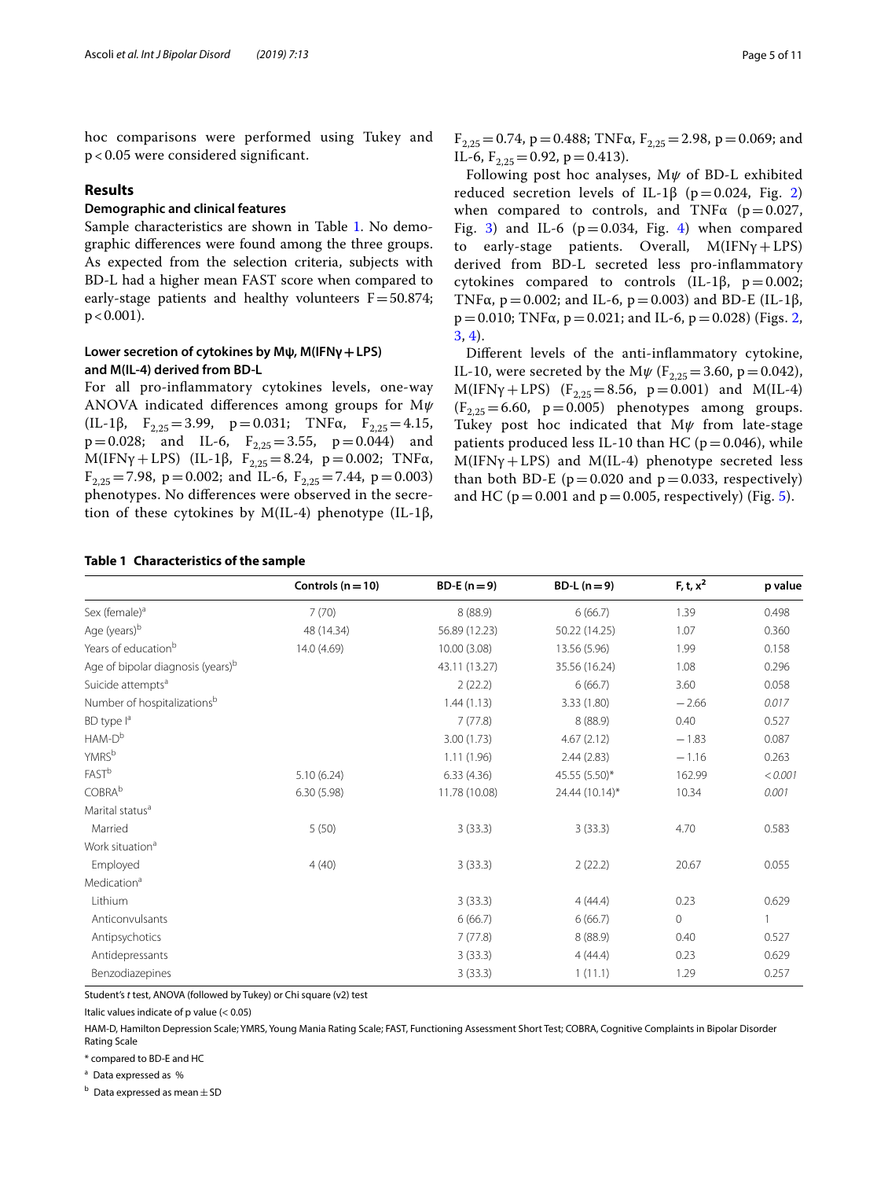hoc comparisons were performed using Tukey and $p < 0.05$ were considered significant.

## Results

### Demographic and clinical features

Sample characteristics are shown in Table 1. No demographic differences were found among the three groups. As expected from the selection criteria, subjects with BD-L had a higher mean FAST score when compared to early-stage patients and healthy volunteers $F = 50.874$; $p < 0.001$).

### Lower secretion of cytokines by Mψ, M(IFNγ + LPS) and M(IL-4) derived from BD-L

For all pro-inflammatory cytokines levels, one-way ANOVA indicated differences among groups for Mψ (IL-1β, $F_{2,25} = 3.99$, $p = 0.031$; TNFα, $F_{2,25} = 4.15$, $p = 0.028$; and IL-6, $F_{2,25} = 3.55$, $p = 0.044$) and M(IFNγ + LPS) (IL-1β, $F_{2,25} = 8.24$, $p = 0.002$; TNFα, $F_{2,25} = 7.98$, $p = 0.002$; and IL-6, $F_{2,25} = 7.44$, $p = 0.003$) phenotypes. No differences were observed in the secretion of these cytokines by M(IL-4) phenotype (IL-1β, $F_{2,25} = 0.74$, $p = 0.488$; TNFα, $F_{2,25} = 2.98$, $p = 0.069$; and IL-6, $F_{2,25} = 0.92$, $p = 0.413$).

Following post hoc analyses, Mψ of BD-L exhibited reduced secretion levels of IL-1β ($p = 0.024$, Fig. 2) when compared to controls, and TNFα ($p = 0.027$, Fig. 3) and IL-6 ($p = 0.034$, Fig. 4) when compared to early-stage patients. Overall, M(IFNγ + LPS) derived from BD-L secreted less pro-inflammatory cytokines compared to controls (IL-1β, $p = 0.002$; TNFα, $p = 0.002$; and IL-6, $p = 0.003$) and BD-E (IL-1β, $p = 0.010$; TNFα, $p = 0.021$; and IL-6, $p = 0.028$) (Figs. 2, 3, 4).

Different levels of the anti-inflammatory cytokine, IL-10, were secreted by the Mψ ($F_{2,25} = 3.60$, $p = 0.042$), M(IFNγ + LPS) ($F_{2,25} = 8.56$, $p = 0.001$) and M(IL-4) ($F_{2,25} = 6.60$, $p = 0.005$) phenotypes among groups. Tukey post hoc indicated that Mψ from late-stage patients produced less IL-10 than HC ($p = 0.046$), while M(IFNγ + LPS) and M(IL-4) phenotype secreted less than both BD-E ($p = 0.020$ and $p = 0.033$, respectively) and HC ($p = 0.001$ and $p = 0.005$, respectively) (Fig. 5).

**Table 1 Characteristics of the sample**

| | Controls (n = 10) | BD-E (n = 9) | BD-L (n = 9) | F, t, $x^2$ | p value |
|---|---|---|---|---|---|
| Sex (female)[a] | 7 (70) | 8 (88.9) | 6 (66.7) | 1.39 | 0.498 |
| Age (years)[b] | 48 (14.34) | 56.89 (12.23) | 50.22 (14.25) | 1.07 | 0.360 |
| Years of education[b] | 14.0 (4.69) | 10.00 (3.08) | 13.56 (5.96) | 1.99 | 0.158 |
| Age of bipolar diagnosis (years)[b] | | 43.11 (13.27) | 35.56 (16.24) | 1.08 | 0.296 |
| Suicide attempts[a] | | 2 (22.2) | 6 (66.7) | 3.60 | 0.058 |
| Number of hospitalizations[b] | | 1.44 (1.13) | 3.33 (1.80) | −2.66 | *0.017* |
| BD type I[a] | | 7 (77.8) | 8 (88.9) | 0.40 | 0.527 |
| HAM-D[b] | | 3.00 (1.73) | 4.67 (2.12) | −1.83 | 0.087 |
| YMRS[b] | | 1.11 (1.96) | 2.44 (2.83) | −1.16 | 0.263 |
| FAST[b] | 5.10 (6.24) | 6.33 (4.36) | 45.55 (5.50)* | 162.99 | *< 0.001* |
| COBRA[b] | 6.30 (5.98) | 11.78 (10.08) | 24.44 (10.14)* | 10.34 | *0.001* |
| Marital status[a] | | | | | |
| Married | 5 (50) | 3 (33.3) | 3 (33.3) | 4.70 | 0.583 |
| Work situation[a] | | | | | |
| Employed | 4 (40) | 3 (33.3) | 2 (22.2) | 20.67 | 0.055 |
| Medication[a] | | | | | |
| Lithium | | 3 (33.3) | 4 (44.4) | 0.23 | 0.629 |
| Anticonvulsants | | 6 (66.7) | 6 (66.7) | 0 | 1 |
| Antipsychotics | | 7 (77.8) | 8 (88.9) | 0.40 | 0.527 |
| Antidepressants | | 3 (33.3) | 4 (44.4) | 0.23 | 0.629 |
| Benzodiazepines | | 3 (33.3) | 1 (11.1) | 1.29 | 0.257 |

Student's *t* test, ANOVA (followed by Tukey) or Chi square (v2) test

Italic values indicate of p value (< 0.05)

HAM-D, Hamilton Depression Scale; YMRS, Young Mania Rating Scale; FAST, Functioning Assessment Short Test; COBRA, Cognitive Complaints in Bipolar Disorder Rating Scale

\* compared to BD-E and HC

[a] Data expressed as %

[b] Data expressed as mean ± SD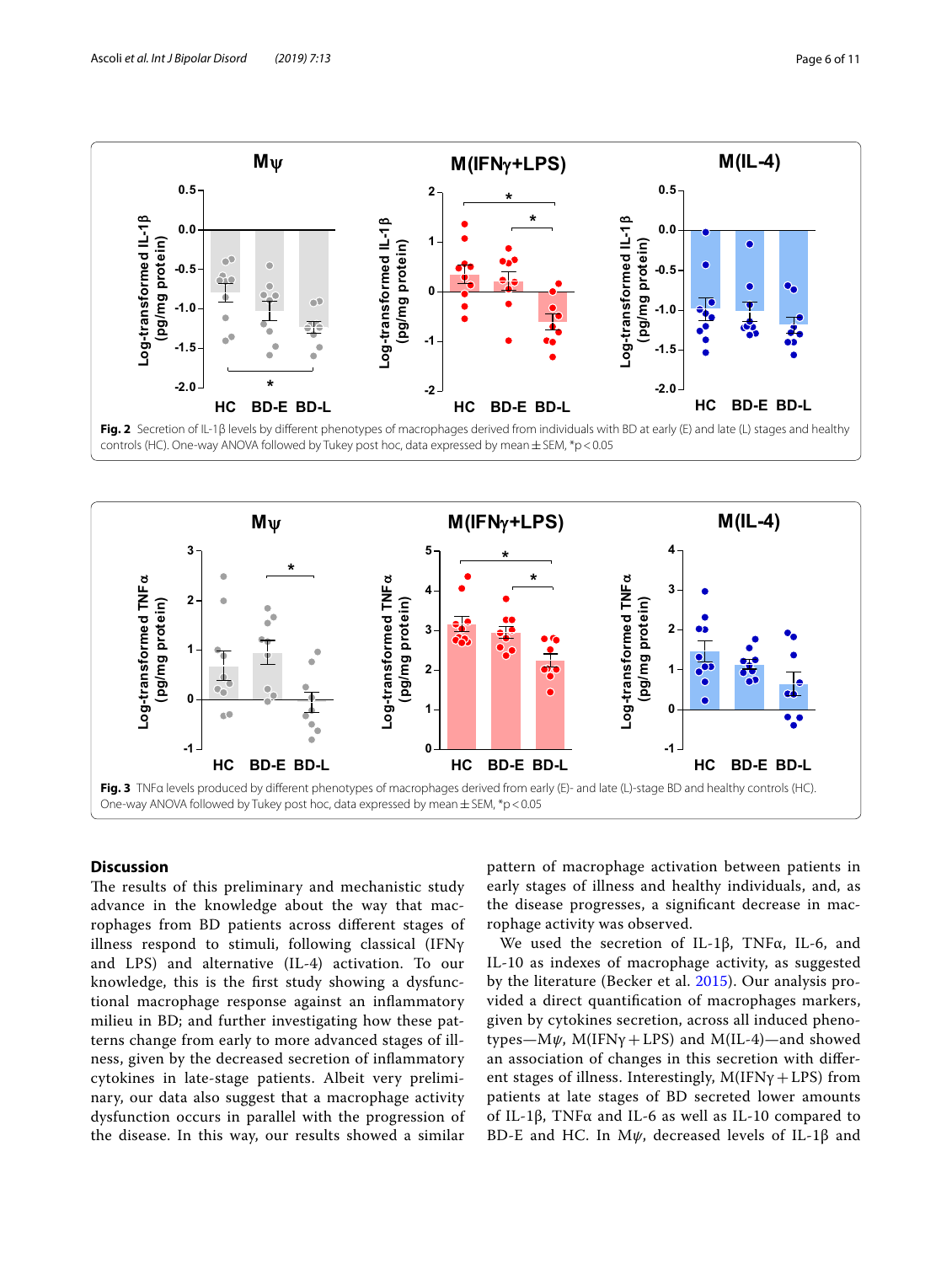Mψ

M(IFNγ+LPS)

M(IL-4)

Log-transformed IL-1β (pg/mg protein)

0.5
0.0
-0.5
-1.0
-1.5
-2.0

HC BD-E BD-L

*

2
1
0
-1
-2

*
*

0.5
0.0
-0.5
-1.0
-1.5
-2.0

**Fig. 2** Secretion of IL-1β levels by different phenotypes of macrophages derived from individuals with BD at early (E) and late (L) stages and healthy controls (HC). One-way ANOVA followed by Tukey post hoc, data expressed by mean ± SEM, *p < 0.05

Mψ

M(IFNγ+LPS)

M(IL-4)

Log-transformed TNFα (pg/mg protein)

3
2
1
0
-1

*

5
4
3
2
1
0

*
*

4
3
2
1
0
-1

HC BD-E BD-L

**Fig. 3** TNFα levels produced by different phenotypes of macrophages derived from early (E)- and late (L)-stage BD and healthy controls (HC). One-way ANOVA followed by Tukey post hoc, data expressed by mean ± SEM, *p < 0.05

## Discussion

The results of this preliminary and mechanistic study advance in the knowledge about the way that macrophages from BD patients across different stages of illness respond to stimuli, following classical (IFNγ and LPS) and alternative (IL-4) activation. To our knowledge, this is the first study showing a dysfunctional macrophage response against an inflammatory milieu in BD; and further investigating how these patterns change from early to more advanced stages of illness, given by the decreased secretion of inflammatory cytokines in late-stage patients. Albeit very preliminary, our data also suggest that a macrophage activity dysfunction occurs in parallel with the progression of the disease. In this way, our results showed a similar pattern of macrophage activation between patients in early stages of illness and healthy individuals, and, as the disease progresses, a significant decrease in macrophage activity was observed.

We used the secretion of IL-1β, TNFα, IL-6, and IL-10 as indexes of macrophage activity, as suggested by the literature (Becker et al. 2015). Our analysis provided a direct quantification of macrophages markers, given by cytokines secretion, across all induced phenotypes—Mψ, M(IFNγ + LPS) and M(IL-4)—and showed an association of changes in this secretion with different stages of illness. Interestingly, M(IFNγ + LPS) from patients at late stages of BD secreted lower amounts of IL-1β, TNFα and IL-6 as well as IL-10 compared to BD-E and HC. In Mψ, decreased levels of IL-1β and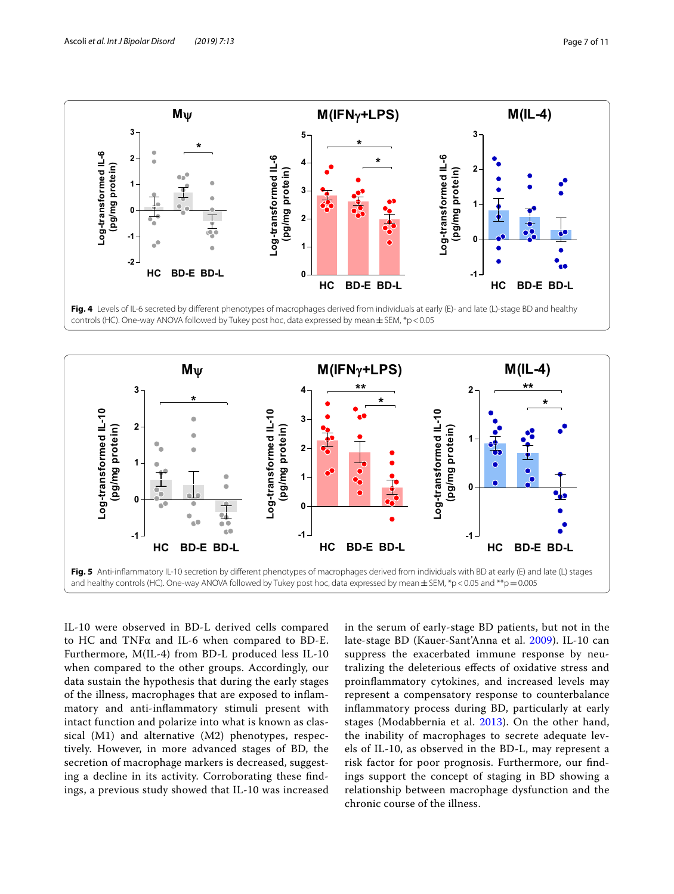Mψ

M(IFNγ+LPS)

M(IL-4)

Log-transformed IL-6 (pg/mg protein)

HC BD-E BD-L

**Fig. 4** Levels of IL-6 secreted by different phenotypes of macrophages derived from individuals at early (E)- and late (L)-stage BD and healthy controls (HC). One-way ANOVA followed by Tukey post hoc, data expressed by mean ± SEM, *p < 0.05

Mψ

M(IFNγ+LPS)

M(IL-4)

Log-transformed IL-10 (pg/mg protein)

HC BD-E BD-L

**Fig. 5** Anti-inflammatory IL-10 secretion by different phenotypes of macrophages derived from individuals with BD at early (E) and late (L) stages and healthy controls (HC). One-way ANOVA followed by Tukey post hoc, data expressed by mean ± SEM, *p < 0.05 and **p = 0.005

IL-10 were observed in BD-L derived cells compared to HC and TNFα and IL-6 when compared to BD-E. Furthermore, M(IL-4) from BD-L produced less IL-10 when compared to the other groups. Accordingly, our data sustain the hypothesis that during the early stages of the illness, macrophages that are exposed to inflammatory and anti-inflammatory stimuli present with intact function and polarize into what is known as classical (M1) and alternative (M2) phenotypes, respectively. However, in more advanced stages of BD, the secretion of macrophage markers is decreased, suggesting a decline in its activity. Corroborating these findings, a previous study showed that IL-10 was increased in the serum of early-stage BD patients, but not in the late-stage BD (Kauer-Sant'Anna et al. 2009). IL-10 can suppress the exacerbated immune response by neutralizing the deleterious effects of oxidative stress and proinflammatory cytokines, and increased levels may represent a compensatory response to counterbalance inflammatory process during BD, particularly at early stages (Modabbernia et al. 2013). On the other hand, the inability of macrophages to secrete adequate levels of IL-10, as observed in the BD-L, may represent a risk factor for poor prognosis. Furthermore, our findings support the concept of staging in BD showing a relationship between macrophage dysfunction and the chronic course of the illness.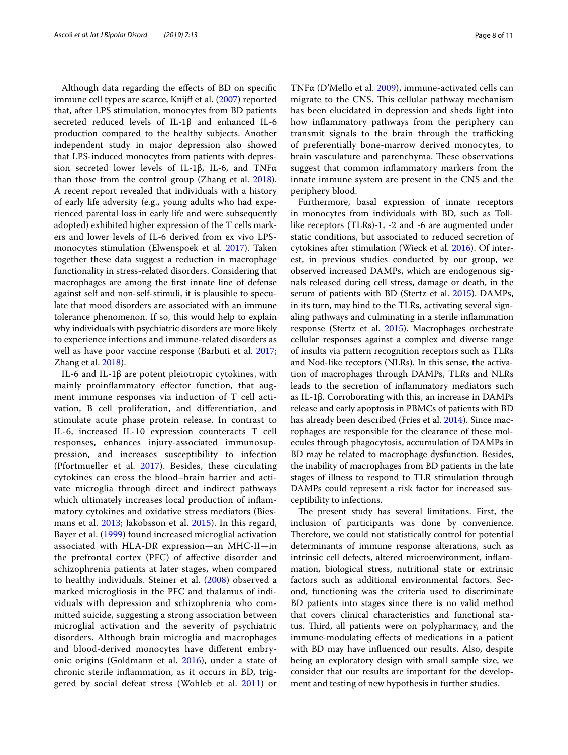Although data regarding the effects of BD on specific immune cell types are scarce, Knijff et al. (2007) reported that, after LPS stimulation, monocytes from BD patients secreted reduced levels of IL-1β and enhanced IL-6 production compared to the healthy subjects. Another independent study in major depression also showed that LPS-induced monocytes from patients with depression secreted lower levels of IL-1β, IL-6, and TNFα than those from the control group (Zhang et al. 2018). A recent report revealed that individuals with a history of early life adversity (e.g., young adults who had experienced parental loss in early life and were subsequently adopted) exhibited higher expression of the T cells markers and lower levels of IL-6 derived from ex vivo LPS-monocytes stimulation (Elwenspoek et al. 2017). Taken together these data suggest a reduction in macrophage functionality in stress-related disorders. Considering that macrophages are among the first innate line of defense against self and non-self-stimuli, it is plausible to speculate that mood disorders are associated with an immune tolerance phenomenon. If so, this would help to explain why individuals with psychiatric disorders are more likely to experience infections and immune-related disorders as well as have poor vaccine response (Barbuti et al. 2017; Zhang et al. 2018).

IL-6 and IL-1β are potent pleiotropic cytokines, with mainly proinflammatory effector function, that augment immune responses via induction of T cell activation, B cell proliferation, and differentiation, and stimulate acute phase protein release. In contrast to IL-6, increased IL-10 expression counteracts T cell responses, enhances injury-associated immunosuppression, and increases susceptibility to infection (Pfortmueller et al. 2017). Besides, these circulating cytokines can cross the blood–brain barrier and activate microglia through direct and indirect pathways which ultimately increases local production of inflammatory cytokines and oxidative stress mediators (Biesmans et al. 2013; Jakobsson et al. 2015). In this regard, Bayer et al. (1999) found increased microglial activation associated with HLA-DR expression—an MHC-II—in the prefrontal cortex (PFC) of affective disorder and schizophrenia patients at later stages, when compared to healthy individuals. Steiner et al. (2008) observed a marked microgliosis in the PFC and thalamus of individuals with depression and schizophrenia who committed suicide, suggesting a strong association between microglial activation and the severity of psychiatric disorders. Although brain microglia and macrophages and blood-derived monocytes have different embryonic origins (Goldmann et al. 2016), under a state of chronic sterile inflammation, as it occurs in BD, triggered by social defeat stress (Wohleb et al. 2011) or TNFα (D'Mello et al. 2009), immune-activated cells can migrate to the CNS. This cellular pathway mechanism has been elucidated in depression and sheds light into how inflammatory pathways from the periphery can transmit signals to the brain through the trafficking of preferentially bone-marrow derived monocytes, to brain vasculature and parenchyma. These observations suggest that common inflammatory markers from the innate immune system are present in the CNS and the periphery blood.

Furthermore, basal expression of innate receptors in monocytes from individuals with BD, such as Toll-like receptors (TLRs)-1, -2 and -6 are augmented under static conditions, but associated to reduced secretion of cytokines after stimulation (Wieck et al. 2016). Of interest, in previous studies conducted by our group, we observed increased DAMPs, which are endogenous signals released during cell stress, damage or death, in the serum of patients with BD (Stertz et al. 2015). DAMPs, in its turn, may bind to the TLRs, activating several signaling pathways and culminating in a sterile inflammation response (Stertz et al. 2015). Macrophages orchestrate cellular responses against a complex and diverse range of insults via pattern recognition receptors such as TLRs and Nod-like receptors (NLRs). In this sense, the activation of macrophages through DAMPs, TLRs and NLRs leads to the secretion of inflammatory mediators such as IL-1β. Corroborating with this, an increase in DAMPs release and early apoptosis in PBMCs of patients with BD has already been described (Fries et al. 2014). Since macrophages are responsible for the clearance of these molecules through phagocytosis, accumulation of DAMPs in BD may be related to macrophage dysfunction. Besides, the inability of macrophages from BD patients in the late stages of illness to respond to TLR stimulation through DAMPs could represent a risk factor for increased susceptibility to infections.

The present study has several limitations. First, the inclusion of participants was done by convenience. Therefore, we could not statistically control for potential determinants of immune response alterations, such as intrinsic cell defects, altered microenvironment, inflammation, biological stress, nutritional state or extrinsic factors such as additional environmental factors. Second, functioning was the criteria used to discriminate BD patients into stages since there is no valid method that covers clinical characteristics and functional status. Third, all patients were on polypharmacy, and the immune-modulating effects of medications in a patient with BD may have influenced our results. Also, despite being an exploratory design with small sample size, we consider that our results are important for the development and testing of new hypothesis in further studies.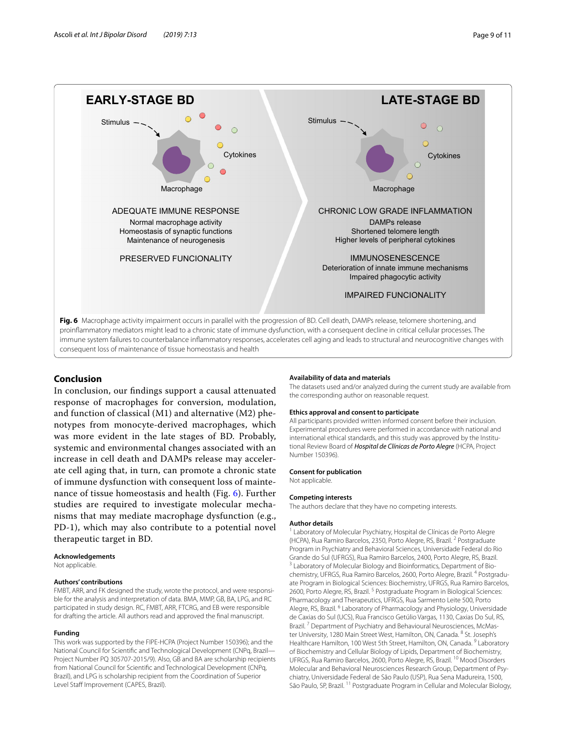EARLY-STAGE BD

Stimulus

Cytokines

Macrophage

ADEQUATE IMMUNE RESPONSE

Normal macrophage activity

Homeostasis of synaptic functions

Maintenance of neurogenesis

PRESERVED FUNCIONALITY

LATE-STAGE BD

Stimulus

Cytokines

Macrophage

CHRONIC LOW GRADE INFLAMMATION

DAMPs release

Shortened telomere length

Higher levels of peripheral cytokines

IMMUNOSENESCENCE

Deterioration of innate immune mechanisms

Impaired phagocytic activity

IMPAIRED FUNCIONALITY

**Fig. 6** Macrophage activity impairment occurs in parallel with the progression of BD. Cell death, DAMPs release, telomere shortening, and proinflammatory mediators might lead to a chronic state of immune dysfunction, with a consequent decline in critical cellular processes. The immune system failures to counterbalance inflammatory responses, accelerates cell aging and leads to structural and neurocognitive changes with consequent loss of maintenance of tissue homeostasis and health

## Conclusion

In conclusion, our findings support a causal attenuated response of macrophages for conversion, modulation, and function of classical (M1) and alternative (M2) phenotypes from monocyte-derived macrophages, which was more evident in the late stages of BD. Probably, systemic and environmental changes associated with an increase in cell death and DAMPs release may accelerate cell aging that, in turn, can promote a chronic state of immune dysfunction with consequent loss of maintenance of tissue homeostasis and health (Fig. 6). Further studies are required to investigate molecular mechanisms that may mediate macrophage dysfunction (e.g., PD-1), which may also contribute to a potential novel therapeutic target in BD.

### Acknowledgements

Not applicable.

### Authors' contributions

FMBT, ARR, and FK designed the study, wrote the protocol, and were responsible for the analysis and interpretation of data. BMA, MMP, GB, BA, LPG, and RC participated in study design. RC, FMBT, ARR, FTCRG, and EB were responsible for drafting the article. All authors read and approved the final manuscript.

### Funding

This work was supported by the FIPE-HCPA (Project Number 150396); and the National Council for Scientific and Technological Development (CNPq, Brazil—Project Number PQ 305707-2015/9). Also, GB and BA are scholarship recipients from National Council for Scientific and Technological Development (CNPq, Brazil), and LPG is scholarship recipient from the Coordination of Superior Level Staff Improvement (CAPES, Brazil).

### Availability of data and materials

The datasets used and/or analyzed during the current study are available from the corresponding author on reasonable request.

### Ethics approval and consent to participate

All participants provided written informed consent before their inclusion. Experimental procedures were performed in accordance with national and international ethical standards, and this study was approved by the Institutional Review Board of *Hospital de Clínicas de Porto Alegre* (HCPA, Project Number 150396).

### Consent for publication

Not applicable.

### Competing interests

The authors declare that they have no competing interests.

### Author details

[1] Laboratory of Molecular Psychiatry, Hospital de Clínicas de Porto Alegre (HCPA), Rua Ramiro Barcelos, 2350, Porto Alegre, RS, Brazil. [2] Postgraduate Program in Psychiatry and Behavioral Sciences, Universidade Federal do Rio Grande do Sul (UFRGS), Rua Ramiro Barcelos, 2400, Porto Alegre, RS, Brazil. [3] Laboratory of Molecular Biology and Bioinformatics, Department of Biochemistry, UFRGS, Rua Ramiro Barcelos, 2600, Porto Alegre, Brazil. [4] Postgraduate Program in Biological Sciences: Biochemistry, UFRGS, Rua Ramiro Barcelos, 2600, Porto Alegre, RS, Brazil. [5] Postgraduate Program in Biological Sciences: Pharmacology and Therapeutics, UFRGS, Rua Sarmento Leite 500, Porto Alegre, RS, Brazil. [6] Laboratory of Pharmacology and Physiology, Universidade de Caxias do Sul (UCS), Rua Francisco Getúlio Vargas, 1130, Caxias Do Sul, RS, Brazil. [7] Department of Psychiatry and Behavioural Neurosciences, McMaster University, 1280 Main Street West, Hamilton, ON, Canada. [8] St. Joseph's Healthcare Hamilton, 100 West 5th Street, Hamilton, ON, Canada. [9] Laboratory of Biochemistry and Cellular Biology of Lipids, Department of Biochemistry, UFRGS, Rua Ramiro Barcelos, 2600, Porto Alegre, RS, Brazil. [10] Mood Disorders Molecular and Behavioral Neurosciences Research Group, Department of Psychiatry, Universidade Federal de São Paulo (USP), Rua Sena Madureira, 1500, São Paulo, SP, Brazil. [11] Postgraduate Program in Cellular and Molecular Biology,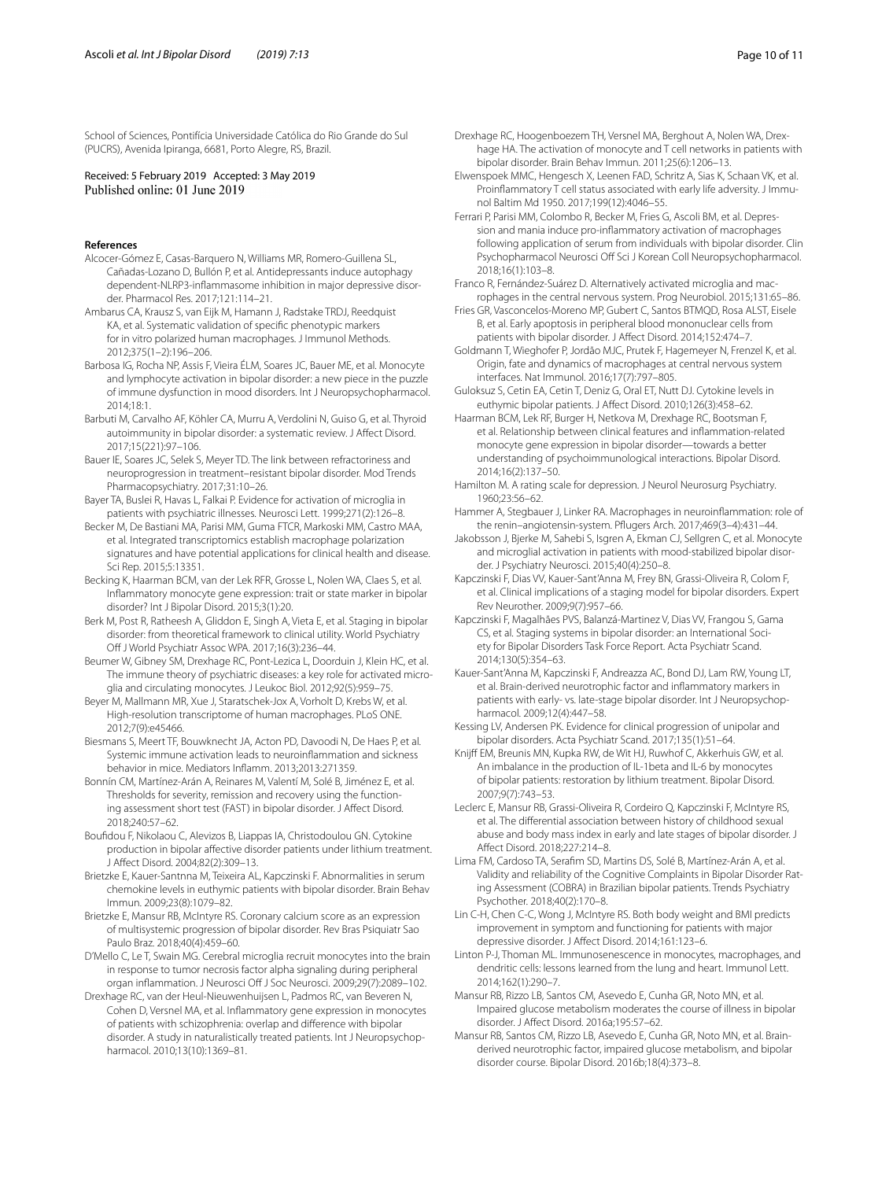School of Sciences, Pontifícia Universidade Católica do Rio Grande do Sul (PUCRS), Avenida Ipiranga, 6681, Porto Alegre, RS, Brazil.

Received: 5 February 2019 Accepted: 3 May 2019
Published online: 01 June 2019

## References

Alcocer-Gómez E, Casas-Barquero N, Williams MR, Romero-Guillena SL, Cañadas-Lozano D, Bullón P, et al. Antidepressants induce autophagy dependent-NLRP3-inflammasome inhibition in major depressive disorder. Pharmacol Res. 2017;121:114–21.

Ambarus CA, Krausz S, van Eijk M, Hamann J, Radstake TRDJ, Reedquist KA, et al. Systematic validation of specific phenotypic markers for in vitro polarized human macrophages. J Immunol Methods. 2012;375(1–2):196–206.

Barbosa IG, Rocha NP, Assis F, Vieira ÉLM, Soares JC, Bauer ME, et al. Monocyte and lymphocyte activation in bipolar disorder: a new piece in the puzzle of immune dysfunction in mood disorders. Int J Neuropsychopharmacol. 2014;18:1.

Barbuti M, Carvalho AF, Köhler CA, Murru A, Verdolini N, Guiso G, et al. Thyroid autoimmunity in bipolar disorder: a systematic review. J Affect Disord. 2017;15(221):97–106.

Bauer IE, Soares JC, Selek S, Meyer TD. The link between refractoriness and neuroprogression in treatment–resistant bipolar disorder. Mod Trends Pharmacopsychiatry. 2017;31:10–26.

Bayer TA, Buslei R, Havas L, Falkai P. Evidence for activation of microglia in patients with psychiatric illnesses. Neurosci Lett. 1999;271(2):126–8.

Becker M, De Bastiani MA, Parisi MM, Guma FTCR, Markoski MM, Castro MAA, et al. Integrated transcriptomics establish macrophage polarization signatures and have potential applications for clinical health and disease. Sci Rep. 2015;5:13351.

Becking K, Haarman BCM, van der Lek RFR, Grosse L, Nolen WA, Claes S, et al. Inflammatory monocyte gene expression: trait or state marker in bipolar disorder? Int J Bipolar Disord. 2015;3(1):20.

Berk M, Post R, Ratheesh A, Gliddon E, Singh A, Vieta E, et al. Staging in bipolar disorder: from theoretical framework to clinical utility. World Psychiatry Off J World Psychiatr Assoc WPA. 2017;16(3):236–44.

Beumer W, Gibney SM, Drexhage RC, Pont-Lezica L, Doorduin J, Klein HC, et al. The immune theory of psychiatric diseases: a key role for activated microglia and circulating monocytes. J Leukoc Biol. 2012;92(5):959–75.

Beyer M, Mallmann MR, Xue J, Staratschek-Jox A, Vorholt D, Krebs W, et al. High-resolution transcriptome of human macrophages. PLoS ONE. 2012;7(9):e45466.

Biesmans S, Meert TF, Bouwknecht JA, Acton PD, Davoodi N, De Haes P, et al. Systemic immune activation leads to neuroinflammation and sickness behavior in mice. Mediators Inflamm. 2013;2013:271359.

Bonnín CM, Martínez-Arán A, Reinares M, Valentí M, Solé B, Jiménez E, et al. Thresholds for severity, remission and recovery using the functioning assessment short test (FAST) in bipolar disorder. J Affect Disord. 2018;240:57–62.

Boufidou F, Nikolaou C, Alevizos B, Liappas IA, Christodoulou GN. Cytokine production in bipolar affective disorder patients under lithium treatment. J Affect Disord. 2004;82(2):309–13.

Brietzke E, Kauer-Santnna M, Teixeira AL, Kapczinski F. Abnormalities in serum chemokine levels in euthymic patients with bipolar disorder. Brain Behav Immun. 2009;23(8):1079–82.

Brietzke E, Mansur RB, McIntyre RS. Coronary calcium score as an expression of multisystemic progression of bipolar disorder. Rev Bras Psiquiatr Sao Paulo Braz. 2018;40(4):459–60.

D'Mello C, Le T, Swain MG. Cerebral microglia recruit monocytes into the brain in response to tumor necrosis factor alpha signaling during peripheral organ inflammation. J Neurosci Off J Soc Neurosci. 2009;29(7):2089–102.

Drexhage RC, van der Heul-Nieuwenhuijsen L, Padmos RC, van Beveren N, Cohen D, Versnel MA, et al. Inflammatory gene expression in monocytes of patients with schizophrenia: overlap and difference with bipolar disorder. A study in naturalistically treated patients. Int J Neuropsychopharmacol. 2010;13(10):1369–81.

Drexhage RC, Hoogenboezem TH, Versnel MA, Berghout A, Nolen WA, Drexhage HA. The activation of monocyte and T cell networks in patients with bipolar disorder. Brain Behav Immun. 2011;25(6):1206–13.

Elwenspoek MMC, Hengesch X, Leenen FAD, Schritz A, Sias K, Schaan VK, et al. Proinflammatory T cell status associated with early life adversity. J Immunol Baltim Md 1950. 2017;199(12):4046–55.

Ferrari P, Parisi MM, Colombo R, Becker M, Fries G, Ascoli BM, et al. Depression and mania induce pro-inflammatory activation of macrophages following application of serum from individuals with bipolar disorder. Clin Psychopharmacol Neurosci Off Sci J Korean Coll Neuropsychopharmacol. 2018;16(1):103–8.

Franco R, Fernández-Suárez D. Alternatively activated microglia and macrophages in the central nervous system. Prog Neurobiol. 2015;131:65–86.

Fries GR, Vasconcelos-Moreno MP, Gubert C, Santos BTMQD, Rosa ALST, Eisele B, et al. Early apoptosis in peripheral blood mononuclear cells from patients with bipolar disorder. J Affect Disord. 2014;152:474–7.

Goldmann T, Wieghofer P, Jordão MJC, Prutek F, Hagemeyer N, Frenzel K, et al. Origin, fate and dynamics of macrophages at central nervous system interfaces. Nat Immunol. 2016;17(7):797–805.

Guloksuz S, Cetin EA, Cetin T, Deniz G, Oral ET, Nutt DJ. Cytokine levels in euthymic bipolar patients. J Affect Disord. 2010;126(3):458–62.

Haarman BCM, Lek RF, Burger H, Netkova M, Drexhage RC, Bootsman F, et al. Relationship between clinical features and inflammation-related monocyte gene expression in bipolar disorder—towards a better understanding of psychoimmunological interactions. Bipolar Disord. 2014;16(2):137–50.

Hamilton M. A rating scale for depression. J Neurol Neurosurg Psychiatry. 1960;23:56–62.

Hammer A, Stegbauer J, Linker RA. Macrophages in neuroinflammation: role of the renin–angiotensin-system. Pflugers Arch. 2017;469(3–4):431–44.

Jakobsson J, Bjerke M, Sahebi S, Isgren A, Ekman CJ, Sellgren C, et al. Monocyte and microglial activation in patients with mood-stabilized bipolar disorder. J Psychiatry Neurosci. 2015;40(4):250–8.

Kapczinski F, Dias VV, Kauer-Sant'Anna M, Frey BN, Grassi-Oliveira R, Colom F, et al. Clinical implications of a staging model for bipolar disorders. Expert Rev Neurother. 2009;9(7):957–66.

Kapczinski F, Magalhães PVS, Balanzá-Martinez V, Dias VV, Frangou S, Gama CS, et al. Staging systems in bipolar disorder: an International Society for Bipolar Disorders Task Force Report. Acta Psychiatr Scand. 2014;130(5):354–63.

Kauer-Sant'Anna M, Kapczinski F, Andreazza AC, Bond DJ, Lam RW, Young LT, et al. Brain-derived neurotrophic factor and inflammatory markers in patients with early- vs. late-stage bipolar disorder. Int J Neuropsychopharmacol. 2009;12(4):447–58.

Kessing LV, Andersen PK. Evidence for clinical progression of unipolar and bipolar disorders. Acta Psychiatr Scand. 2017;135(1):51–64.

Knijff EM, Breunis MN, Kupka RW, de Wit HJ, Ruwhof C, Akkerhuis GW, et al. An imbalance in the production of IL-1beta and IL-6 by monocytes of bipolar patients: restoration by lithium treatment. Bipolar Disord. 2007;9(7):743–53.

Leclerc E, Mansur RB, Grassi-Oliveira R, Cordeiro Q, Kapczinski F, McIntyre RS, et al. The differential association between history of childhood sexual abuse and body mass index in early and late stages of bipolar disorder. J Affect Disord. 2018;227:214–8.

Lima FM, Cardoso TA, Serafim SD, Martins DS, Solé B, Martínez-Arán A, et al. Validity and reliability of the Cognitive Complaints in Bipolar Disorder Rating Assessment (COBRA) in Brazilian bipolar patients. Trends Psychiatry Psychother. 2018;40(2):170–8.

Lin C-H, Chen C-C, Wong J, McIntyre RS. Both body weight and BMI predicts improvement in symptom and functioning for patients with major depressive disorder. J Affect Disord. 2014;161:123–6.

Linton P-J, Thoman ML. Immunosenescence in monocytes, macrophages, and dendritic cells: lessons learned from the lung and heart. Immunol Lett. 2014;162(1):290–7.

Mansur RB, Rizzo LB, Santos CM, Asevedo E, Cunha GR, Noto MN, et al. Impaired glucose metabolism moderates the course of illness in bipolar disorder. J Affect Disord. 2016a;195:57–62.

Mansur RB, Santos CM, Rizzo LB, Asevedo E, Cunha GR, Noto MN, et al. Brain-derived neurotrophic factor, impaired glucose metabolism, and bipolar disorder course. Bipolar Disord. 2016b;18(4):373–8.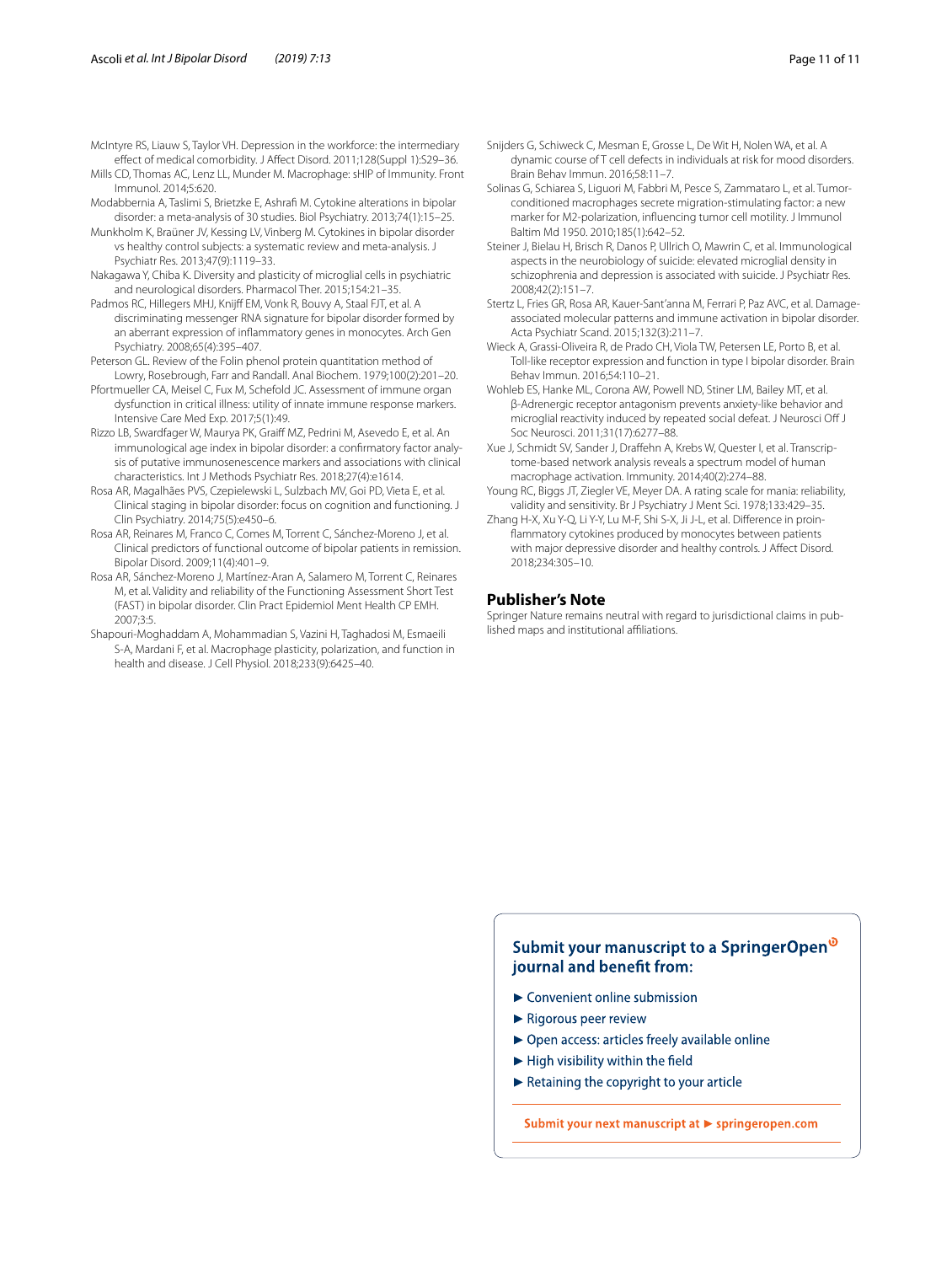McIntyre RS, Liauw S, Taylor VH. Depression in the workforce: the intermediary effect of medical comorbidity. J Affect Disord. 2011;128(Suppl 1):S29–36.

Mills CD, Thomas AC, Lenz LL, Munder M. Macrophage: sHIP of Immunity. Front Immunol. 2014;5:620.

Modabbernia A, Taslimi S, Brietzke E, Ashrafi M. Cytokine alterations in bipolar disorder: a meta-analysis of 30 studies. Biol Psychiatry. 2013;74(1):15–25.

Munkholm K, Braüner JV, Kessing LV, Vinberg M. Cytokines in bipolar disorder vs healthy control subjects: a systematic review and meta-analysis. J Psychiatr Res. 2013;47(9):1119–33.

Nakagawa Y, Chiba K. Diversity and plasticity of microglial cells in psychiatric and neurological disorders. Pharmacol Ther. 2015;154:21–35.

Padmos RC, Hillegers MHJ, Knijff EM, Vonk R, Bouvy A, Staal FJT, et al. A discriminating messenger RNA signature for bipolar disorder formed by an aberrant expression of inflammatory genes in monocytes. Arch Gen Psychiatry. 2008;65(4):395–407.

Peterson GL. Review of the Folin phenol protein quantitation method of Lowry, Rosebrough, Farr and Randall. Anal Biochem. 1979;100(2):201–20.

Pfortmueller CA, Meisel C, Fux M, Schefold JC. Assessment of immune organ dysfunction in critical illness: utility of innate immune response markers. Intensive Care Med Exp. 2017;5(1):49.

Rizzo LB, Swardfager W, Maurya PK, Graiff MZ, Pedrini M, Asevedo E, et al. An immunological age index in bipolar disorder: a confirmatory factor analysis of putative immunosenescence markers and associations with clinical characteristics. Int J Methods Psychiatr Res. 2018;27(4):e1614.

Rosa AR, Magalhães PVS, Czepielewski L, Sulzbach MV, Goi PD, Vieta E, et al. Clinical staging in bipolar disorder: focus on cognition and functioning. J Clin Psychiatry. 2014;75(5):e450–6.

Rosa AR, Reinares M, Franco C, Comes M, Torrent C, Sánchez-Moreno J, et al. Clinical predictors of functional outcome of bipolar patients in remission. Bipolar Disord. 2009;11(4):401–9.

Rosa AR, Sánchez-Moreno J, Martínez-Aran A, Salamero M, Torrent C, Reinares M, et al. Validity and reliability of the Functioning Assessment Short Test (FAST) in bipolar disorder. Clin Pract Epidemiol Ment Health CP EMH. 2007;3:5.

Shapouri-Moghaddam A, Mohammadian S, Vazini H, Taghadosi M, Esmaeili S-A, Mardani F, et al. Macrophage plasticity, polarization, and function in health and disease. J Cell Physiol. 2018;233(9):6425–40.

Snijders G, Schiweck C, Mesman E, Grosse L, De Wit H, Nolen WA, et al. A dynamic course of T cell defects in individuals at risk for mood disorders. Brain Behav Immun. 2016;58:11–7.

Solinas G, Schiarea S, Liguori M, Fabbri M, Pesce S, Zammataro L, et al. Tumor-conditioned macrophages secrete migration-stimulating factor: a new marker for M2-polarization, influencing tumor cell motility. J Immunol Baltim Md 1950. 2010;185(1):642–52.

Steiner J, Bielau H, Brisch R, Danos P, Ullrich O, Mawrin C, et al. Immunological aspects in the neurobiology of suicide: elevated microglial density in schizophrenia and depression is associated with suicide. J Psychiatr Res. 2008;42(2):151–7.

Stertz L, Fries GR, Rosa AR, Kauer-Sant'anna M, Ferrari P, Paz AVC, et al. Damage-associated molecular patterns and immune activation in bipolar disorder. Acta Psychiatr Scand. 2015;132(3):211–7.

Wieck A, Grassi-Oliveira R, de Prado CH, Viola TW, Petersen LE, Porto B, et al. Toll-like receptor expression and function in type I bipolar disorder. Brain Behav Immun. 2016;54:110–21.

Wohleb ES, Hanke ML, Corona AW, Powell ND, Stiner LM, Bailey MT, et al. β-Adrenergic receptor antagonism prevents anxiety-like behavior and microglial reactivity induced by repeated social defeat. J Neurosci Off J Soc Neurosci. 2011;31(17):6277–88.

Xue J, Schmidt SV, Sander J, Draffehn A, Krebs W, Quester I, et al. Transcriptome-based network analysis reveals a spectrum model of human macrophage activation. Immunity. 2014;40(2):274–88.

Young RC, Biggs JT, Ziegler VE, Meyer DA. A rating scale for mania: reliability, validity and sensitivity. Br J Psychiatry J Ment Sci. 1978;133:429–35.

Zhang H-X, Xu Y-Q, Li Y-Y, Lu M-F, Shi S-X, Ji J-L, et al. Difference in proinflammatory cytokines produced by monocytes between patients with major depressive disorder and healthy controls. J Affect Disord. 2018;234:305–10.

## Publisher's Note

Springer Nature remains neutral with regard to jurisdictional claims in published maps and institutional affiliations.